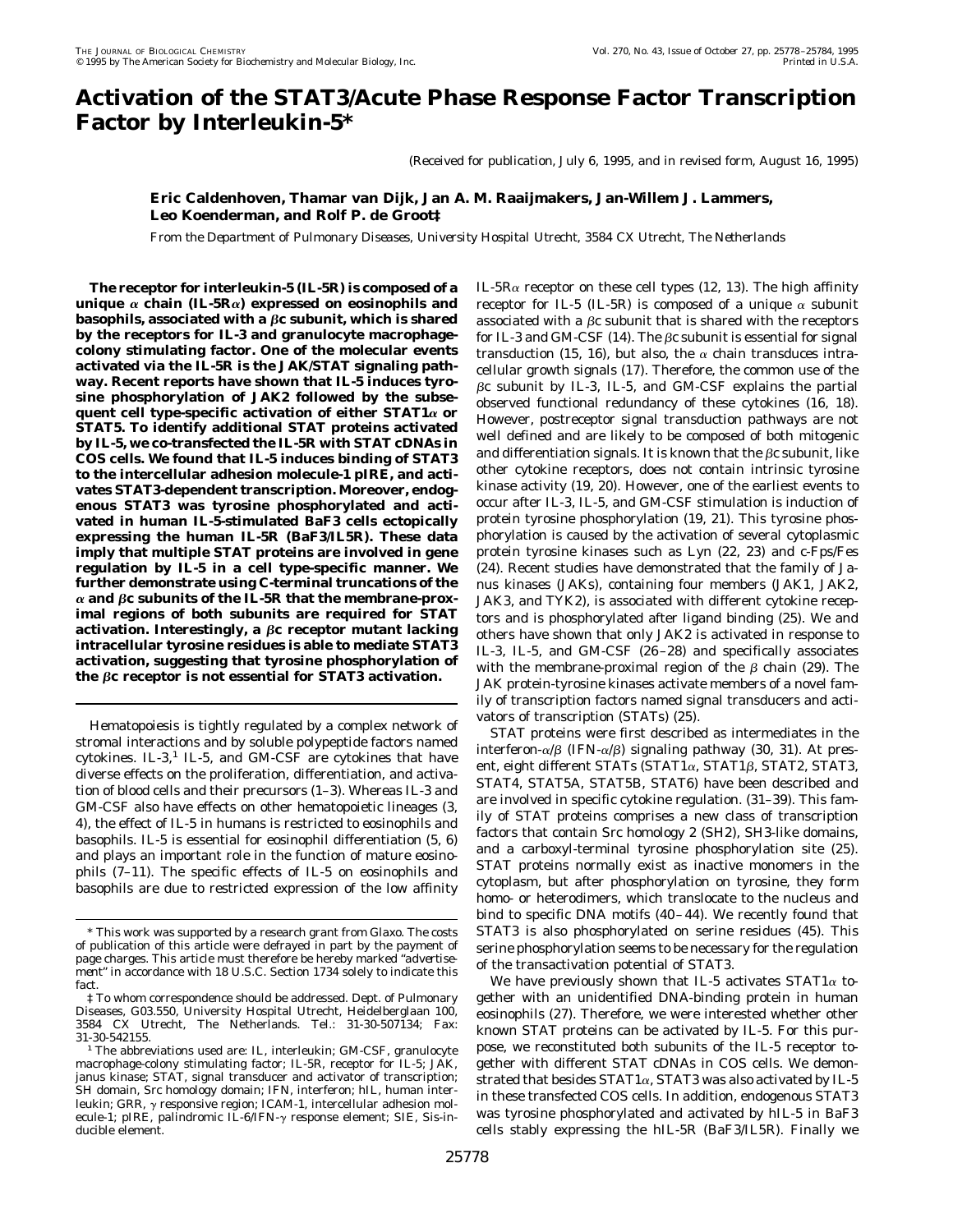# Activation of the STAT3/Acute Phase Response Factor Transcription Factor by Interleukin-5*

(Received for publication, July 6, 1995, and in revised form, August 16, 1995)

**Eric Caldenhoven, Thamar van Dijk, Jan A. M. Raaijmakers, Jan-Willem J. Lammers, Leo Koenderman, and Rolf P. de Groot‡**

*From the Department of Pulmonary Diseases, University Hospital Utrecht, 3584 CX Utrecht, The Netherlands*

**The receptor for interleukin-5 (IL-5R) is composed of a unique α chain (IL-5Rα) expressed on eosinophils and basophils, associated with a βc subunit, which is shared by the receptors for IL-3 and granulocyte macrophage-colony stimulating factor. One of the molecular events activated via the IL-5R is the JAK/STAT signaling pathway. Recent reports have shown that IL-5 induces tyrosine phosphorylation of JAK2 followed by the subsequent cell type-specific activation of either STAT1α or STAT5. To identify additional STAT proteins activated by IL-5, we co-transfected the IL-5R with STAT cDNAs in COS cells. We found that IL-5 induces binding of STAT3 to the intercellular adhesion molecule-1 pIRE, and activates STAT3-dependent transcription. Moreover, endogenous STAT3 was tyrosine phosphorylated and activated in human IL-5-stimulated BaF3 cells ectopically expressing the human IL-5R (BaF3/IL5R). These data imply that multiple STAT proteins are involved in gene regulation by IL-5 in a cell type-specific manner. We further demonstrate using C-terminal truncations of the α and βc subunits of the IL-5R that the membrane-proximal regions of both subunits are required for STAT activation. Interestingly, a βc receptor mutant lacking intracellular tyrosine residues is able to mediate STAT3 activation, suggesting that tyrosine phosphorylation of the βc receptor is not essential for STAT3 activation.**

Hematopoiesis is tightly regulated by a complex network of stromal interactions and by soluble polypeptide factors named cytokines. IL-3,[1] IL-5, and GM-CSF are cytokines that have diverse effects on the proliferation, differentiation, and activation of blood cells and their precursors (1–3). Whereas IL-3 and GM-CSF also have effects on other hematopoietic lineages (3, 4), the effect of IL-5 in humans is restricted to eosinophils and basophils. IL-5 is essential for eosinophil differentiation (5, 6) and plays an important role in the function of mature eosinophils (7–11). The specific effects of IL-5 on eosinophils and basophils are due to restricted expression of the low affinity IL-5Rα receptor on these cell types (12, 13). The high affinity receptor for IL-5 (IL-5R) is composed of a unique α subunit associated with a βc subunit that is shared with the receptors for IL-3 and GM-CSF (14). The βc subunit is essential for signal transduction (15, 16), but also, the α chain transduces intracellular growth signals (17). Therefore, the common use of the βc subunit by IL-3, IL-5, and GM-CSF explains the partial observed functional redundancy of these cytokines (16, 18). However, postreceptor signal transduction pathways are not well defined and are likely to be composed of both mitogenic and differentiation signals. It is known that the βc subunit, like other cytokine receptors, does not contain intrinsic tyrosine kinase activity (19, 20). However, one of the earliest events to occur after IL-3, IL-5, and GM-CSF stimulation is induction of protein tyrosine phosphorylation (19, 21). This tyrosine phosphorylation is caused by the activation of several cytoplasmic protein tyrosine kinases such as Lyn (22, 23) and c-Fps/Fes (24). Recent studies have demonstrated that the family of Janus kinases (JAKs), containing four members (JAK1, JAK2, JAK3, and TYK2), is associated with different cytokine receptors and is phosphorylated after ligand binding (25). We and others have shown that only JAK2 is activated in response to IL-3, IL-5, and GM-CSF (26–28) and specifically associates with the membrane-proximal region of the β chain (29). The JAK protein-tyrosine kinases activate members of a novel family of transcription factors named signal transducers and activators of transcription (STATs) (25).

STAT proteins were first described as intermediates in the interferon-α/β (IFN-α/β) signaling pathway (30, 31). At present, eight different STATs (STAT1α, STAT1β, STAT2, STAT3, STAT4, STAT5A, STAT5B, STAT6) have been described and are involved in specific cytokine regulation. (31–39). This family of STAT proteins comprises a new class of transcription factors that contain Src homology 2 (SH2), SH3-like domains, and a carboxyl-terminal tyrosine phosphorylation site (25). STAT proteins normally exist as inactive monomers in the cytoplasm, but after phosphorylation on tyrosine, they form homo- or heterodimers, which translocate to the nucleus and bind to specific DNA motifs (40–44). We recently found that STAT3 is also phosphorylated on serine residues (45). This serine phosphorylation seems to be necessary for the regulation of the transactivation potential of STAT3.

We have previously shown that IL-5 activates STAT1α together with an unidentified DNA-binding protein in human eosinophils (27). Therefore, we were interested whether other known STAT proteins can be activated by IL-5. For this purpose, we reconstituted both subunits of the IL-5 receptor together with different STAT cDNAs in COS cells. We demonstrated that besides STAT1α, STAT3 was also activated by IL-5 in these transfected COS cells. In addition, endogenous STAT3 was tyrosine phosphorylated and activated by hIL-5 in BaF3 cells stably expressing the hIL-5R (BaF3/IL5R). Finally we

\* This work was supported by a research grant from Glaxo. The costs of publication of this article were defrayed in part by the payment of page charges. This article must therefore be hereby marked "advertisement" in accordance with 18 U.S.C. Section 1734 solely to indicate this fact.

‡ To whom correspondence should be addressed. Dept. of Pulmonary Diseases, G03.550, University Hospital Utrecht, Heidelberglaan 100, 3584 CX Utrecht, The Netherlands. Tel.: 31-30-507134; Fax: 31-30-542155.

[1] The abbreviations used are: IL, interleukin; GM-CSF, granulocyte macrophage-colony stimulating factor; IL-5R, receptor for IL-5; JAK, janus kinase; STAT, signal transducer and activator of transcription; SH domain, Src homology domain; IFN, interferon; hIL, human interleukin; GRR, γ responsive region; ICAM-1, intercellular adhesion molecule-1; pIRE, palindromic IL-6/IFN-γ response element; SIE, Sis-inducible element.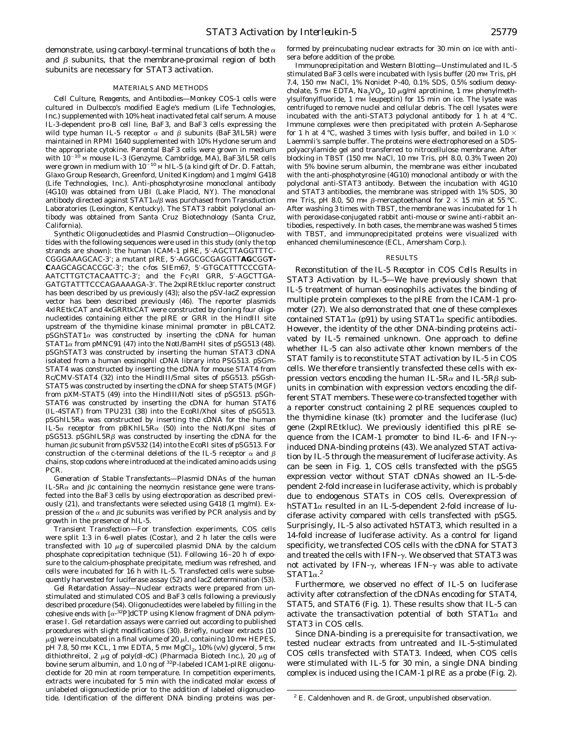demonstrate, using carboxyl-terminal truncations of both the α and β subunits, that the membrane-proximal region of both subunits are necessary for STAT3 activation.

## MATERIALS AND METHODS

*Cell Culture, Reagents, and Antibodies*—Monkey COS-1 cells were cultured in Dulbecco's modified Eagle's medium (Life Technologies, Inc.) supplemented with 10% heat inactivated fetal calf serum. A mouse IL-3-dependent pro-B cell line, BaF3, and BaF3 cells expressing the wild type human IL-5 receptor α and β subunits (BaF3/IL5R) were maintained in RPMI 1640 supplemented with 10% Hyclone serum and the appropriate cytokine. Parental BaF3 cells were grown in medium with $10^{-10}$ M mouse IL-3 (Genzyme, Cambridge, MA), BaF3/IL5R cells were grown in medium with $10^{-10}$ M hIL-5 (a kind gift of Dr. D. Fattah, Glaxo Group Research, Greenford, United Kingdom) and 1 mg/ml G418 (Life Technologies, Inc.). Anti-phosphotyrosine monoclonal antibody (4G10) was obtained from UBI (Lake Placid, NY). The monoclonal antibody directed against STAT1α/β was purchased from Transduction Laboratories (Lexington, Kentucky). The STAT3 rabbit polyclonal antibody was obtained from Santa Cruz Biotechnology (Santa Cruz, California).

*Synthetic Oligonucleotides and Plasmid Construction*—Oligonucleotides with the following sequences were used in this study (only the top strands are shown): the human ICAM-1 pIRE, 5′-AGCTTAGGTTTC-CGGGAAAGCAC-3′; a mutant pIRE, 5′-AGGCGCGAGGTT**AG**CGG**T-C**AAGCAGCACCGC-3′; the c-*fos* SIEm67, 5′-GTGCATTTCCCGTA-AATCTTGTCTACAATTC-3′; and the FcγRI GRR, 5′-AGCTTGA-GATGTATTTCCCAGAAAAGA-3′. The 2xpIREtkluc reporter construct has been described by us previously (43); also the pSV-lacZ expression vector has been described previously (46). The reporter plasmids 4xIREtkCAT and 4xGRRtkCAT were constructed by cloning four oligonucleotides containing either the pIRE or GRR in the HindIII site upstream of the thymidine kinase minimal promoter in pBLCAT2. pSGhSTAT1α was constructed by inserting the cDNA for human STAT1α from pMNC91 (47) into the NotI/BamHI sites of pSG513 (48). pSGhSTAT3 was constructed by inserting the human STAT3 cDNA isolated from a human eosinophil cDNA library into PSG513. pSGm-STAT4 was constructed by inserting the cDNA for mouse STAT4 from Rc/CMV-STAT4 (32) into the HindIII/SmaI sites of pSG513. pSGsh-STAT5 was constructed by inserting the cDNA for sheep STAT5 (MGF) from pXM-STAT5 (49) into the HindIII/NotI sites of pSG513. pSGh-STAT6 was constructed by inserting the cDNA for human STAT6 (IL-4STAT) from TPU231 (38) into the EcoRI/XhoI sites of pSG513. pSGhIL5Rα was constructed by inserting the cDNA for the human IL-5α receptor from pBKhIL5Rα (50) into the NotI/KpnI sites of pSG513. pSGhIL5Rβ was constructed by inserting the cDNA for the human βc subunit from pSV532 (14) into the EcoRI sites of pSG513. For construction of the c-terminal deletions of the IL-5 receptor α and β chains, stop codons where introduced at the indicated amino acids using PCR.

*Generation of Stable Transfectants*—Plasmid DNAs of the human IL-5Rα and βc containing the neomycin resistance gene were transfected into the BaF3 cells by using electroporation as described previously (21), and transfectants were selected using G418 (1 mg/ml). Expression of the α and βc subunits was verified by PCR analysis and by growth in the presence of hIL-5.

*Transient Transfection*—For transfection experiments, COS cells were split 1:3 in 6-well plates (Costar), and 2 h later the cells were transfected with 10 μg of supercoiled plasmid DNA by the calcium phosphate coprecipitation technique (51). Following 16–20 h of exposure to the calcium-phosphate precipitate, medium was refreshed, and cells were incubated for 16 h with IL-5. Transfected cells were subsequently harvested for luciferase assay (52) and lacZ determination (53).

*Gel Retardation Assay*—Nuclear extracts were prepared from unstimulated and stimulated COS and BaF3 cells following a previously described procedure (54). Oligonucleotides were labeled by filling in the cohesive ends with [α-$^{32}$P]dCTP using Klenow fragment of DNA polymerase I. Gel retardation assays were carried out according to published procedures with slight modifications (30). Briefly, nuclear extracts (10 μg) were incubated in a final volume of 20 μl, containing 10 mM HEPES, pH 7.8, 50 mM KCL, 1 mM EDTA, 5 mM $MgCl_2$, 10% (v/v) glycerol, 5 mM dithiothreitol, 2 μg of poly(dI-dC) (Pharmacia Biotech Inc.), 20 μg of bovine serum albumin, and 1.0 ng of $^{32}$P-labeled ICAM1-pIRE oligonucleotide for 20 min at room temperature. In competition experiments, extracts were incubated for 5 min with the indicated molar excess of unlabeled oligonucleotide prior to the addition of labeled oligonucleotide. Identification of the different DNA binding proteins was performed by preincubating nuclear extracts for 30 min on ice with antisera before addition of the probe.

*Immunoprecipitation and Western Blotting*—Unstimulated and IL-5 stimulated BaF3 cells were incubated with lysis buffer (20 mM Tris, pH 7.4, 150 mM NaCl, 1% Nonidet P-40, 0.1% SDS, 0.5% sodium deoxycholate, 5 mM EDTA, $Na_3VO_4$, 10 μg/ml aprotinine, 1 mM phenylmethylsulfonylfluoride, 1 mM leupeptin) for 15 min on ice. The lysate was centrifuged to remove nuclei and cellular debris. The cell lysates were incubated with the anti-STAT3 polyclonal antibody for 1 h at 4 °C. Immune complexes were then precipitated with protein A-Sepharose for 1 h at 4 °C, washed 3 times with lysis buffer, and boiled in 1.0 × Laemmli's sample buffer. The proteins were electrophoresed on a SDS-polyacrylamide gel and transferred to nitrocellulose membrane. After blocking in TBST (150 mM NaCl, 10 mM Tris, pH 8.0, 0.3% Tween 20) with 5% bovine serum albumin, the membrane was either incubated with the anti-phosphotyrosine (4G10) monoclonal antibody or with the polyclonal anti-STAT3 antibody. Between the incubation with 4G10 and STAT3 antibodies, the membrane was stripped with 1% SDS, 30 mM Tris, pH 8.0, 50 mM β-mercaptoethanol for 2 × 15 min at 55 °C. After washing 3 times with TBST, the membrane was incubated for 1 h with peroxidase-conjugated rabbit anti-mouse or swine anti-rabbit antibodies, respectively. In both cases, the membrane was washed 5 times with TBST, and immunoprecipitated proteins were visualized with enhanced chemiluminescence (ECL, Amersham Corp.).

## RESULTS

*Reconstitution of the IL-5 Receptor in COS Cells Results in STAT3 Activation by IL-5*—We have previously shown that IL-5 treatment of human eosinophils activates the binding of multiple protein complexes to the pIRE from the ICAM-1 promoter (27). We also demonstrated that one of these complexes contained STAT1α (p91) by using STAT1α specific antibodies. However, the identity of the other DNA-binding proteins activated by IL-5 remained unknown. One approach to define whether IL-5 can also activate other known members of the STAT family is to reconstitute STAT activation by IL-5 in COS cells. We therefore transiently transfected these cells with expression vectors encoding the human IL-5Rα and IL-5Rβ subunits in combination with expression vectors encoding the different STAT members. These were co-transfected together with a reporter construct containing 2 pIRE sequences coupled to the thymidine kinase (tk) promoter and the luciferase (luc) gene (2xpIREtkluc). We previously identified this pIRE sequence from the ICAM-1 promoter to bind IL-6- and IFN-γ-induced DNA-binding proteins (43). We analyzed STAT activation by IL-5 through the measurement of luciferase activity. As can be seen in Fig. 1, COS cells transfected with the pSG5 expression vector without STAT cDNAs showed an IL-5-dependent 2-fold increase in luciferase activity, which is probably due to endogenous STATs in COS cells. Overexpression of hSTAT1α resulted in an IL-5-dependent 2-fold increase of luciferase activity compared with cells transfected with pSG5. Surprisingly, IL-5 also activated hSTAT3, which resulted in a 14-fold increase of luciferase activity. As a control for ligand specificity, we transfected COS cells with the cDNA for STAT3 and treated the cells with IFN-γ. We observed that STAT3 was not activated by IFN-γ, whereas IFN-γ was able to activate STAT1α.[2]

Furthermore, we observed no effect of IL-5 on luciferase activity after cotransfection of the cDNAs encoding for STAT4, STAT5, and STAT6 (Fig. 1). These results show that IL-5 can activate the transactivation potential of both STAT1α and STAT3 in COS cells.

Since DNA-binding is a prerequisite for transactivation, we tested nuclear extracts from untreated and IL-5-stimulated COS cells transfected with STAT3. Indeed, when COS cells were stimulated with IL-5 for 30 min, a single DNA binding complex is induced using the ICAM-1 pIRE as a probe (Fig. 2).

[2] E. Caldenhoven and R. de Groot, unpublished observation.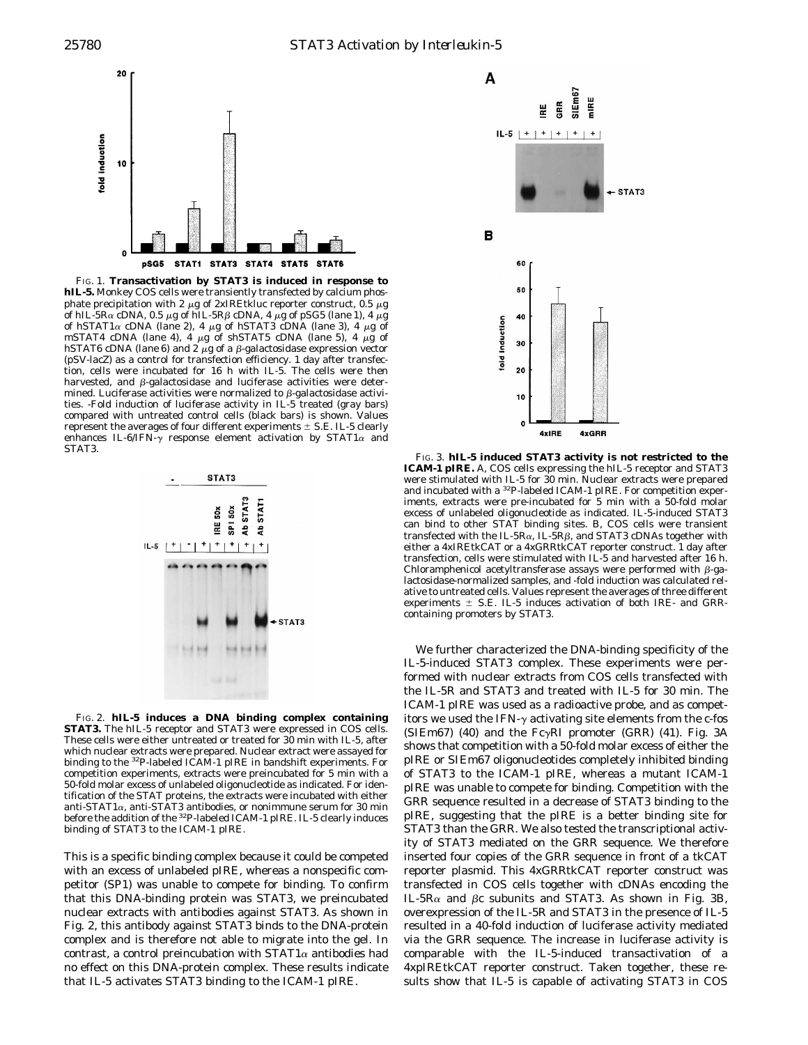20

10

0

fold induction

pSG5 STAT1 STAT3 STAT4 STAT5 STAT6

FIG. 1. **Transactivation by STAT3 is induced in response to hIL-5.** Monkey COS cells were transiently transfected by calcium phosphate precipitation with 2 μg of 2xIREtkluc reporter construct, 0.5 μg of hIL-5Rα cDNA, 0.5 μg of hIL-5Rβ cDNA, 4 μg of pSG5 (lane 1), 4 μg of hSTAT1α cDNA (lane 2), 4 μg of hSTAT3 cDNA (lane 3), 4 μg of mSTAT4 cDNA (lane 4), 4 μg of shSTAT5 cDNA (lane 5), 4 μg of hSTAT6 cDNA (lane 6) and 2 μg of a β-galactosidase expression vector (pSV-lacZ) as a control for transfection efficiency. 1 day after transfection, cells were incubated for 16 h with IL-5. The cells were then harvested, and β-galactosidase and luciferase activities were determined. Luciferase activities were normalized to β-galactosidase activities. -Fold induction of luciferase activity in IL-5 treated (gray bars) compared with untreated control cells (black bars) is shown. Values represent the averages of four different experiments ± S.E. IL-5 clearly enhances IL-6/IFN-γ response element activation by STAT1α and STAT3.

- STAT3

IRE 50x SP1 50x Ab STAT3 Ab STAT1

IL-5 + - + + + + +

STAT3

FIG. 2. **hIL-5 induces a DNA binding complex containing STAT3.** The hIL-5 receptor and STAT3 were expressed in COS cells. These cells were either untreated or treated for 30 min with IL-5, after which nuclear extracts were prepared. Nuclear extract were assayed for binding to the $^{32}$P-labeled ICAM-1 pIRE in bandshift experiments. For competition experiments, extracts were preincubated for 5 min with a 50-fold molar excess of unlabeled oligonucleotide as indicated. For identification of the STAT proteins, the extracts were incubated with either anti-STAT1α, anti-STAT3 antibodies, or nonimmune serum for 30 min before the addition of the $^{32}$P-labeled ICAM-1 pIRE. IL-5 clearly induces binding of STAT3 to the ICAM-1 pIRE.

This is a specific binding complex because it could be competed with an excess of unlabeled pIRE, whereas a nonspecific competitor (SP1) was unable to compete for binding. To confirm that this DNA-binding protein was STAT3, we preincubated nuclear extracts with antibodies against STAT3. As shown in Fig. 2, this antibody against STAT3 binds to the DNA-protein complex and is therefore not able to migrate into the gel. In contrast, a control preincubation with STAT1α antibodies had no effect on this DNA-protein complex. These results indicate that IL-5 activates STAT3 binding to the ICAM-1 pIRE.

A

IRE GRR SIEm67 mIRE

IL-5 + + + + +

STAT3

B

60

50

40

30

20

10

0

fold induction

4xIRE 4xGRR

FIG. 3. **hIL-5 induced STAT3 activity is not restricted to the ICAM-1 pIRE.** A, COS cells expressing the hIL-5 receptor and STAT3 were stimulated with IL-5 for 30 min. Nuclear extracts were prepared and incubated with a $^{32}$P-labeled ICAM-1 pIRE. For competition experiments, extracts were pre-incubated for 5 min with a 50-fold molar excess of unlabeled oligonucleotide as indicated. IL-5-induced STAT3 can bind to other STAT binding sites. B, COS cells were transient transfected with the IL-5Rα, IL-5Rβ, and STAT3 cDNAs together with either a 4xIREtkCAT or a 4xGRRtkCAT reporter construct. 1 day after transfection, cells were stimulated with IL-5 and harvested after 16 h. Chloramphenicol acetyltransferase assays were performed with β-galactosidase-normalized samples, and -fold induction was calculated relative to untreated cells. Values represent the averages of three different experiments ± S.E. IL-5 induces activation of both IRE- and GRR-containing promoters by STAT3.

We further characterized the DNA-binding specificity of the IL-5-induced STAT3 complex. These experiments were performed with nuclear extracts from COS cells transfected with the IL-5R and STAT3 and treated with IL-5 for 30 min. The ICAM-1 pIRE was used as a radioactive probe, and as competitors we used the IFN-γ activating site elements from the c-fos (SIEm67) (40) and the FcγRI promoter (GRR) (41). Fig. 3A shows that competition with a 50-fold molar excess of either the pIRE or SIEm67 oligonucleotides completely inhibited binding of STAT3 to the ICAM-1 pIRE, whereas a mutant ICAM-1 pIRE was unable to compete for binding. Competition with the GRR sequence resulted in a decrease of STAT3 binding to the pIRE, suggesting that the pIRE is a better binding site for STAT3 than the GRR. We also tested the transcriptional activity of STAT3 mediated on the GRR sequence. We therefore inserted four copies of the GRR sequence in front of a tkCAT reporter plasmid. This 4xGRRtkCAT reporter construct was transfected in COS cells together with cDNAs encoding the IL-5Rα and βc subunits and STAT3. As shown in Fig. 3B, overexpression of the IL-5R and STAT3 in the presence of IL-5 resulted in a 40-fold induction of luciferase activity mediated via the GRR sequence. The increase in luciferase activity is comparable with the IL-5-induced transactivation of a 4xpIREtkCAT reporter construct. Taken together, these results show that IL-5 is capable of activating STAT3 in COS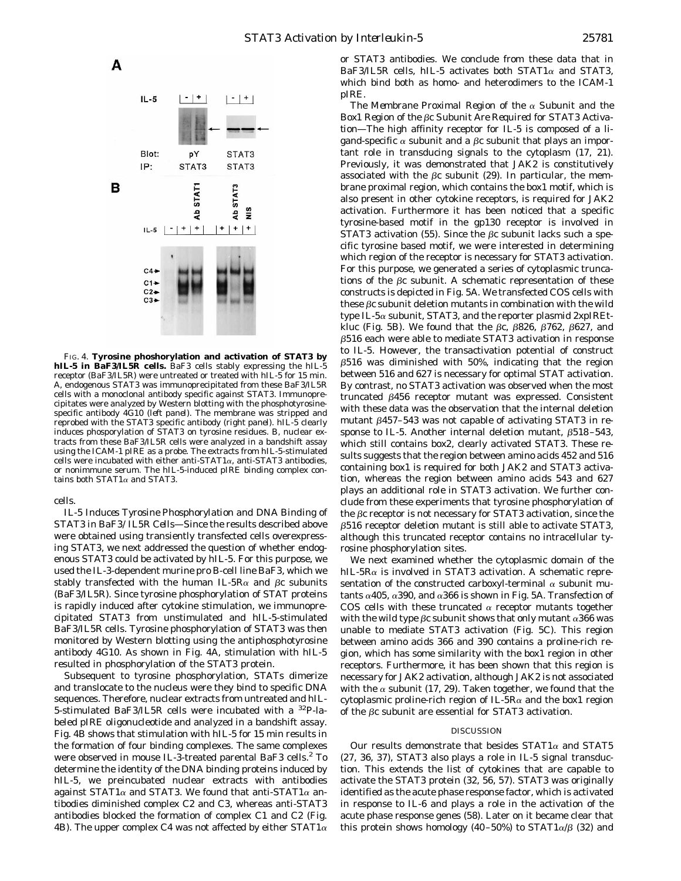A

IL-5 | - | + | | - | + |

Blot: pY STAT3

IP: STAT3 STAT3

B

Ab STAT1 Ab STAT3 NIS

IL-5 - + + + + +

C4

C1

C2

C3

FIG. 4. **Tyrosine phoshorylation and activation of STAT3 by hIL-5 in BaF3/IL5R cells.** BaF3 cells stably expressing the hIL-5 receptor (BaF3/IL5R) were untreated or treated with hIL-5 for 15 min. *A*, endogenous STAT3 was immunoprecipitated from these BaF3/IL5R cells with a monoclonal antibody specific against STAT3. Immunoprecipitates were analyzed by Western blotting with the phosphotyrosine-specific antibody 4G10 (*left panel*). The membrane was stripped and reprobed with the STAT3 specific antibody (*right panel*). hIL-5 clearly induces phosporylation of STAT3 on tyrosine residues. *B*, nuclear extracts from these BaF3/IL5R cells were analyzed in a bandshift assay using the ICAM-1 pIRE as a probe. The extracts from hIL-5-stimulated cells were incubated with either anti-STAT1α, anti-STAT3 antibodies, or nonimmune serum. The hIL-5-induced pIRE binding complex contains both STAT1α and STAT3.

cells.

*IL-5 Induces Tyrosine Phosphorylation and DNA Binding of STAT3 in BaF3/IL5R Cells*—Since the results described above were obtained using transiently transfected cells overexpressing STAT3, we next addressed the question of whether endogenous STAT3 could be activated by hIL-5. For this purpose, we used the IL-3-dependent murine pro B-cell line BaF3, which we stably transfected with the human IL-5Rα and βc subunits (BaF3/IL5R). Since tyrosine phosphorylation of STAT proteins is rapidly induced after cytokine stimulation, we immunoprecipitated STAT3 from unstimulated and hIL-5-stimulated BaF3/IL5R cells. Tyrosine phosphorylation of STAT3 was then monitored by Western blotting using the antiphosphotyrosine antibody 4G10. As shown in Fig. 4A, stimulation with hIL-5 resulted in phosphorylation of the STAT3 protein.

Subsequent to tyrosine phosphorylation, STATs dimerize and translocate to the nucleus were they bind to specific DNA sequences. Therefore, nuclear extracts from untreated and hIL-5-stimulated BaF3/IL5R cells were incubated with a $^{32}$P-labeled pIRE oligonucleotide and analyzed in a bandshift assay. Fig. 4B shows that stimulation with hIL-5 for 15 min results in the formation of four binding complexes. The same complexes were observed in mouse IL-3-treated parental BaF3 cells.[2] To determine the identity of the DNA binding proteins induced by hIL-5, we preincubated nuclear extracts with antibodies against STAT1α and STAT3. We found that anti-STAT1α antibodies diminished complex C2 and C3, whereas anti-STAT3 antibodies blocked the formation of complex C1 and C2 (Fig. 4B). The upper complex C4 was not affected by either STAT1α or STAT3 antibodies. We conclude from these data that in BaF3/IL5R cells, hIL-5 activates both STAT1α and STAT3, which bind both as homo- and heterodimers to the ICAM-1 pIRE.

*The Membrane Proximal Region of the α Subunit and the Box1 Region of the βc Subunit Are Required for STAT3 Activation*—The high affinity receptor for IL-5 is composed of a ligand-specific α subunit and a βc subunit that plays an important role in transducing signals to the cytoplasm (17, 21). Previously, it was demonstrated that JAK2 is constitutively associated with the βc subunit (29). In particular, the membrane proximal region, which contains the box1 motif, which is also present in other cytokine receptors, is required for JAK2 activation. Furthermore it has been noticed that a specific tyrosine-based motif in the gp130 receptor is involved in STAT3 activation (55). Since the βc subunit lacks such a specific tyrosine based motif, we were interested in determining which region of the receptor is necessary for STAT3 activation. For this purpose, we generated a series of cytoplasmic truncations of the βc subunit. A schematic representation of these constructs is depicted in Fig. 5A. We transfected COS cells with these βc subunit deletion mutants in combination with the wild type IL-5α subunit, STAT3, and the reporter plasmid 2xpIREtkluc (Fig. 5B). We found that the βc, β826, β762, β627, and β516 each were able to mediate STAT3 activation in response to IL-5. However, the transactivation potential of construct β516 was diminished with 50%, indicating that the region between 516 and 627 is necessary for optimal STAT activation. By contrast, no STAT3 activation was observed when the most truncated β456 receptor mutant was expressed. Consistent with these data was the observation that the internal deletion mutant β457–543 was not capable of activating STAT3 in response to IL-5. Another internal deletion mutant, β518–543, which still contains box2, clearly activated STAT3. These results suggests that the region between amino acids 452 and 516 containing box1 is required for both JAK2 and STAT3 activation, whereas the region between amino acids 543 and 627 plays an additional role in STAT3 activation. We further conclude from these experiments that tyrosine phosphorylation of the βc receptor is not necessary for STAT3 activation, since the β516 receptor deletion mutant is still able to activate STAT3, although this truncated receptor contains no intracellular tyrosine phosphorylation sites.

We next examined whether the cytoplasmic domain of the hIL-5Rα is involved in STAT3 activation. A schematic representation of the constructed carboxyl-terminal α subunit mutants α405, α390, and α366 is shown in Fig. 5A. Transfection of COS cells with these truncated α receptor mutants together with the wild type βc subunit shows that only mutant α366 was unable to mediate STAT3 activation (Fig. 5C). This region between amino acids 366 and 390 contains a proline-rich region, which has some similarity with the box1 region in other receptors. Furthermore, it has been shown that this region is necessary for JAK2 activation, although JAK2 is not associated with the α subunit (17, 29). Taken together, we found that the cytoplasmic proline-rich region of IL-5Rα and the box1 region of the βc subunit are essential for STAT3 activation.

## DISCUSSION

Our results demonstrate that besides STAT1α and STAT5 (27, 36, 37), STAT3 also plays a role in IL-5 signal transduction. This extends the list of cytokines that are capable to activate the STAT3 protein (32, 56, 57). STAT3 was originally identified as the acute phase response factor, which is activated in response to IL-6 and plays a role in the activation of the acute phase response genes (58). Later on it became clear that this protein shows homology (40–50%) to STAT1α/β (32) and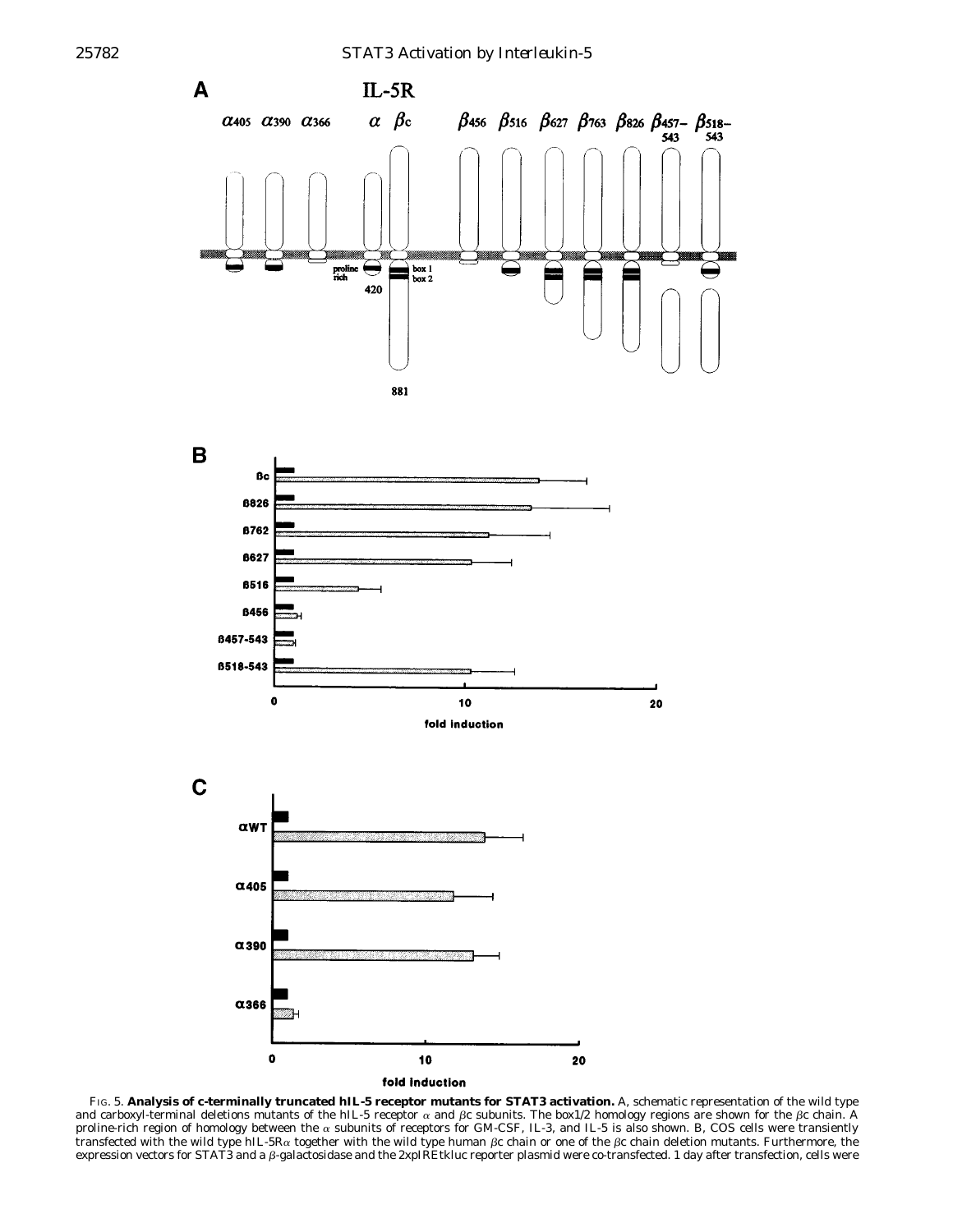**A**

IL-5R

$\alpha$405 $\alpha$390 $\alpha$366 $\alpha$ $\beta$c $\beta$456 $\beta$516 $\beta$627 $\beta$763 $\beta$826 $\beta$457-543 $\beta$518-543

proline rich

box 1

box 2

420

881

**B**

Bc

B826

B762

B627

B516

B456

B457-543

B518-543

0 10 20

fold induction

**C**

αWT

α405

α390

α366

0 10 20

fold induction

FIG. 5. **Analysis of c-terminally truncated hIL-5 receptor mutants for STAT3 activation.** A, schematic representation of the wild type and carboxyl-terminal deletions mutants of the hIL-5 receptor $\alpha$ and $\beta$c subunits. The box1/2 homology regions are shown for the $\beta$c chain. A proline-rich region of homology between the $\alpha$ subunits of receptors for GM-CSF, IL-3, and IL-5 is also shown. B, COS cells were transiently transfected with the wild type hIL-5R$\alpha$ together with the wild type human $\beta$c chain or one of the $\beta$c chain deletion mutants. Furthermore, the expression vectors for STAT3 and a $\beta$-galactosidase and the 2xpIREtkluc reporter plasmid were co-transfected. 1 day after transfection, cells were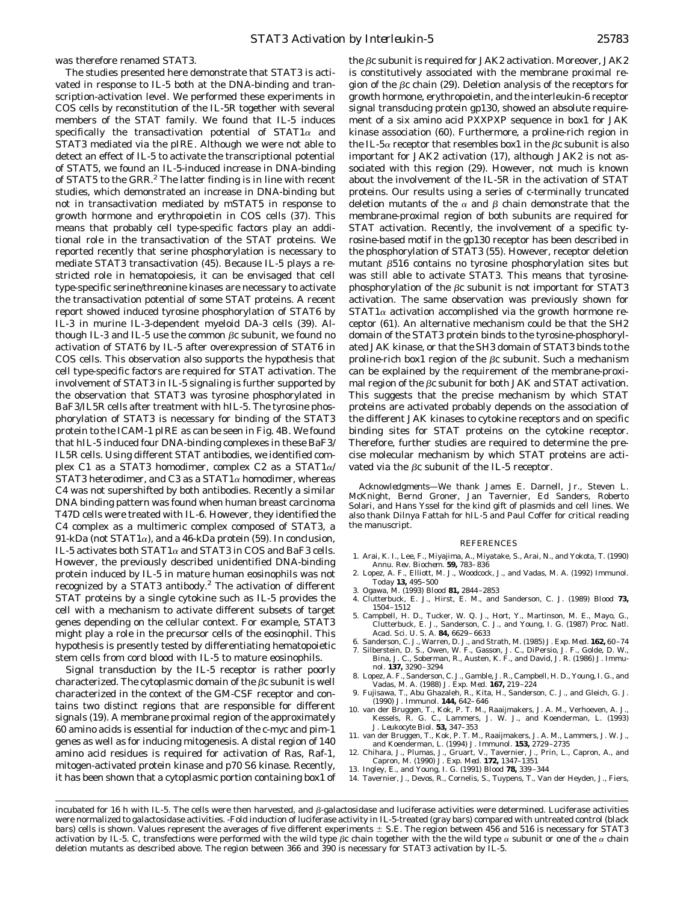was therefore renamed STAT3.

The studies presented here demonstrate that STAT3 is activated in response to IL-5 both at the DNA-binding and transcription-activation level. We performed these experiments in COS cells by reconstitution of the IL-5R together with several members of the STAT family. We found that IL-5 induces specifically the transactivation potential of STAT1α and STAT3 mediated via the pIRE. Although we were not able to detect an effect of IL-5 to activate the transcriptional potential of STAT5, we found an IL-5-induced increase in DNA-binding of STAT5 to the GRR.[2] The latter finding is in line with recent studies, which demonstrated an increase in DNA-binding but not in transactivation mediated by mSTAT5 in response to growth hormone and erythropoietin in COS cells (37). This means that probably cell type-specific factors play an additional role in the transactivation of the STAT proteins. We reported recently that serine phosphorylation is necessary to mediate STAT3 transactivation (45). Because IL-5 plays a restricted role in hematopoiesis, it can be envisaged that cell type-specific serine/threonine kinases are necessary to activate the transactivation potential of some STAT proteins. A recent report showed induced tyrosine phosphorylation of STAT6 by IL-3 in murine IL-3-dependent myeloid DA-3 cells (39). Although IL-3 and IL-5 use the common βc subunit, we found no activation of STAT6 by IL-5 after overexpression of STAT6 in COS cells. This observation also supports the hypothesis that cell type-specific factors are required for STAT activation. The involvement of STAT3 in IL-5 signaling is further supported by the observation that STAT3 was tyrosine phosphorylated in BaF3/IL5R cells after treatment with hIL-5. The tyrosine phosphorylation of STAT3 is necessary for binding of the STAT3 protein to the ICAM-1 pIRE as can be seen in Fig. 4B. We found that hIL-5 induced four DNA-binding complexes in these BaF3/IL5R cells. Using different STAT antibodies, we identified complex C1 as a STAT3 homodimer, complex C2 as a STAT1α/STAT3 heterodimer, and C3 as a STAT1α homodimer, whereas C4 was not supershifted by both antibodies. Recently a similar DNA binding pattern was found when human breast carcinoma T47D cells were treated with IL-6. However, they identified the C4 complex as a multimeric complex composed of STAT3, a 91-kDa (not STAT1α), and a 46-kDa protein (59). In conclusion, IL-5 activates both STAT1α and STAT3 in COS and BaF3 cells. However, the previously described unidentified DNA-binding protein induced by IL-5 in mature human eosinophils was not recognized by a STAT3 antibody.[2] The activation of different STAT proteins by a single cytokine such as IL-5 provides the cell with a mechanism to activate different subsets of target genes depending on the cellular context. For example, STAT3 might play a role in the precursor cells of the eosinophil. This hypothesis is presently tested by differentiating hematopoietic stem cells from cord blood with IL-5 to mature eosinophils.

Signal transduction by the IL-5 receptor is rather poorly characterized. The cytoplasmic domain of the βc subunit is well characterized in the context of the GM-CSF receptor and contains two distinct regions that are responsible for different signals (19). A membrane proximal region of the approximately 60 amino acids is essential for induction of the c-myc and pim-1 genes as well as for inducing mitogenesis. A distal region of 140 amino acid residues is required for activation of Ras, Raf-1, mitogen-activated protein kinase and p70 S6 kinase. Recently, it has been shown that a cytoplasmic portion containing box1 of the βc subunit is required for JAK2 activation. Moreover, JAK2 is constitutively associated with the membrane proximal region of the βc chain (29). Deletion analysis of the receptors for growth hormone, erythropoietin, and the interleukin-6 receptor signal transducing protein gp130, showed an absolute requirement of a six amino acid PXXPXP sequence in box1 for JAK kinase association (60). Furthermore, a proline-rich region in the IL-5α receptor that resembles box1 in the βc subunit is also important for JAK2 activation (17), although JAK2 is not associated with this region (29). However, not much is known about the involvement of the IL-5R in the activation of STAT proteins. Our results using a series of c-terminally truncated deletion mutants of the α and β chain demonstrate that the membrane-proximal region of both subunits are required for STAT activation. Recently, the involvement of a specific tyrosine-based motif in the gp130 receptor has been described in the phosphorylation of STAT3 (55). However, receptor deletion mutant β516 contains no tyrosine phosphorylation sites but was still able to activate STAT3. This means that tyrosine-phosphorylation of the βc subunit is not important for STAT3 activation. The same observation was previously shown for STAT1α activation accomplished via the growth hormone receptor (61). An alternative mechanism could be that the SH2 domain of the STAT3 protein binds to the tyrosine-phosphorylated JAK kinase, or that the SH3 domain of STAT3 binds to the proline-rich box1 region of the βc subunit. Such a mechanism can be explained by the requirement of the membrane-proximal region of the βc subunit for both JAK and STAT activation. This suggests that the precise mechanism by which STAT proteins are activated probably depends on the association of the different JAK kinases to cytokine receptors and on specific binding sites for STAT proteins on the cytokine receptor. Therefore, further studies are required to determine the precise molecular mechanism by which STAT proteins are activated via the βc subunit of the IL-5 receptor.

*Acknowledgments*—We thank James E. Darnell, Jr., Steven L. McKnight, Bernd Groner, Jan Tavernier, Ed Sanders, Roberto Solari, and Hans Yssel for the kind gift of plasmids and cell lines. We also thank Dilnya Fattah for hIL-5 and Paul Coffer for critical reading the manuscript.

## REFERENCES

1. Arai, K. I., Lee, F., Miyajima, A., Miyatake, S., Arai, N., and Yokota, T. (1990) *Annu. Rev. Biochem.* **59,** 783–836
2. Lopez, A. F., Elliott, M. J., Woodcock, J., and Vadas, M. A. (1992) *Immunol. Today* **13,** 495–500
3. Ogawa, M. (1993) *Blood* **81,** 2844–2853
4. Clutterbuck, E. J., Hirst, E. M., and Sanderson, C. J. (1989) *Blood* **73,** 1504–1512
5. Campbell, H. D., Tucker, W. Q. J., Hort, Y., Martinson, M. E., Mayo, G., Clutterbuck, E. J., Sanderson, C. J., and Young, I. G. (1987) *Proc. Natl. Acad. Sci. U. S. A.* **84,** 6629–6633
6. Sanderson, C. J., Warren, D. J., and Strath, M. (1985) *J. Exp. Med.* **162,** 60–74
7. Silberstein, D. S., Owen, W. F., Gasson, J. C., DiPersio, J. F., Golde, D. W., Bina, J. C., Soberman, R., Austen, K. F., and David, J. R. (1986) *J. Immunol.* **137,** 3290–3294
8. Lopez, A. F., Sanderson, C. J., Gamble, J. R., Campbell, H. D., Young, I. G., and Vadas, M. A. (1988) *J. Exp. Med.* **167,** 219–224
9. Fujisawa, T., Abu Ghazaleh, R., Kita, H., Sanderson, C. J., and Gleich, G. J. (1990) *J. Immunol.* **144,** 642–646
10. van der Bruggen, T., Kok, P. T. M., Raaijmakers, J. A. M., Verhoeven, A. J., Kessels, R. G. C., Lammers, J. W. J., and Koenderman, L. (1993) *J. Leukocyte Biol.* **53,** 347–353
11. van der Bruggen, T., Kok, P. T. M., Raaijmakers, J. A. M., Lammers, J. W. J., and Koenderman, L. (1994) *J. Immunol.* **153,** 2729–2735
12. Chihara, J., Plumas, J., Gruart, V., Tavernier, J., Prin, L., Capron, A., and Capron, M. (1990) *J. Exp. Med.* **172,** 1347–1351
13. Ingley, E., and Young, I. G. (1991) *Blood* **78,** 339–344
14. Tavernier, J., Devos, R., Cornelis, S., Tuypens, T., Van der Heyden, J., Fiers,

incubated for 16 h with IL-5. The cells were then harvested, and β-galactosidase and luciferase activities were determined. Luciferase activities were normalized to galactosidase activities. -Fold induction of luciferase activity in IL-5-treated (gray bars) compared with untreated control (black bars) cells is shown. Values represent the averages of five different experiments ± S.E. The region between 456 and 516 is necessary for STAT3 activation by IL-5. *C*, transfections were performed with the wild type βc chain together with the the wild type α subunit or one of the α chain deletion mutants as described above. The region between 366 and 390 is necessary for STAT3 activation by IL-5.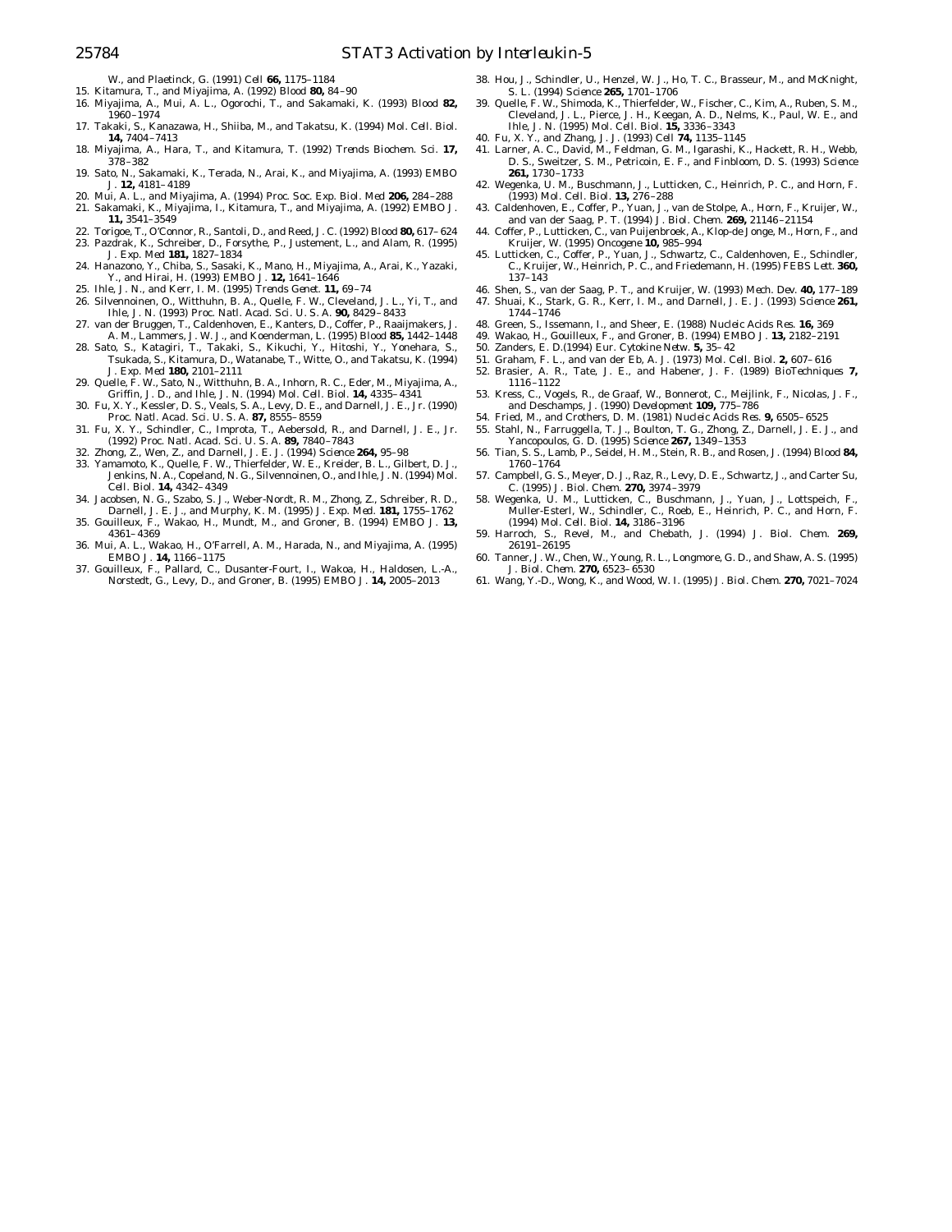W., and Plaetinck, G. (1991) *Cell* **66,** 1175–1184
15. Kitamura, T., and Miyajima, A. (1992) *Blood* **80,** 84–90
16. Miyajima, A., Mui, A. L., Ogorochi, T., and Sakamaki, K. (1993) *Blood* **82,** 1960–1974
17. Takaki, S., Kanazawa, H., Shiiba, M., and Takatsu, K. (1994) *Mol. Cell. Biol.* **14,** 7404–7413
18. Miyajima, A., Hara, T., and Kitamura, T. (1992) *Trends Biochem. Sci.* **17,** 378–382
19. Sato, N., Sakamaki, K., Terada, N., Arai, K., and Miyajima, A. (1993) *EMBO J.* **12,** 4181–4189
20. Mui, A. L., and Miyajima, A. (1994) *Proc. Soc. Exp. Biol. Med* **206,** 284–288
21. Sakamaki, K., Miyajima, I., Kitamura, T., and Miyajima, A. (1992) *EMBO J.* **11,** 3541–3549
22. Torigoe, T., O'Connor, R., Santoli, D., and Reed, J. C. (1992) *Blood* **80,** 617–624
23. Pazdrak, K., Schreiber, D., Forsythe, P., Justement, L., and Alam, R. (1995) *J. Exp. Med* **181,** 1827–1834
24. Hanazono, Y., Chiba, S., Sasaki, K., Mano, H., Miyajima, A., Arai, K., Yazaki, Y., and Hirai, H. (1993) *EMBO J.* **12,** 1641–1646
25. Ihle, J. N., and Kerr, I. M. (1995) *Trends Genet.* **11,** 69–74
26. Silvennoinen, O., Witthuhn, B. A., Quelle, F. W., Cleveland, J. L., Yi, T., and Ihle, J. N. (1993) *Proc. Natl. Acad. Sci. U. S. A.* **90,** 8429–8433
27. van der Bruggen, T., Caldenhoven, E., Kanters, D., Coffer, P., Raaijmakers, J. A. M., Lammers, J. W. J., and Koenderman, L. (1995) *Blood* **85,** 1442–1448
28. Sato, S., Katagiri, T., Takaki, S., Kikuchi, Y., Hitoshi, Y., Yonehara, S., Tsukada, S., Kitamura, D., Watanabe, T., Witte, O., and Takatsu, K. (1994) *J. Exp. Med* **180,** 2101–2111
29. Quelle, F. W., Sato, N., Witthuhn, B. A., Inhorn, R. C., Eder, M., Miyajima, A., Griffin, J. D., and Ihle, J. N. (1994) *Mol. Cell. Biol.* **14,** 4335–4341
30. Fu, X. Y., Kessler, D. S., Veals, S. A., Levy, D. E., and Darnell, J. E., Jr. (1990) *Proc. Natl. Acad. Sci. U. S. A.* **87,** 8555–8559
31. Fu, X. Y., Schindler, C., Improta, T., Aebersold, R., and Darnell, J. E., Jr. (1992) *Proc. Natl. Acad. Sci. U. S. A.* **89,** 7840–7843
32. Zhong, Z., Wen, Z., and Darnell, J. E. J. (1994) *Science* **264,** 95–98
33. Yamamoto, K., Quelle, F. W., Thierfelder, W. E., Kreider, B. L., Gilbert, D. J., Jenkins, N. A., Copeland, N. G., Silvennoinen, O., and Ihle, J. N. (1994) *Mol. Cell. Biol.* **14,** 4342–4349
34. Jacobsen, N. G., Szabo, S. J., Weber-Nordt, R. M., Zhong, Z., Schreiber, R. D., Darnell, J. E. J., and Murphy, K. M. (1995) *J. Exp. Med.* **181,** 1755–1762
35. Gouilleux, F., Wakao, H., Mundt, M., and Groner, B. (1994) *EMBO J.* **13,** 4361–4369
36. Mui, A. L., Wakao, H., O'Farrell, A. M., Harada, N., and Miyajima, A. (1995) *EMBO J.* **14,** 1166–1175
37. Gouilleux, F., Pallard, C., Dusanter-Fourt, I., Wakoa, H., Haldosen, L.-A., Norstedt, G., Levy, D., and Groner, B. (1995) *EMBO J.* **14,** 2005–2013
38. Hou, J., Schindler, U., Henzel, W. J., Ho, T. C., Brasseur, M., and McKnight, S. L. (1994) *Science* **265,** 1701–1706
39. Quelle, F. W., Shimoda, K., Thierfelder, W., Fischer, C., Kim, A., Ruben, S. M., Cleveland, J. L., Pierce, J. H., Keegan, A. D., Nelms, K., Paul, W. E., and Ihle, J. N. (1995) *Mol. Cell. Biol.* **15,** 3336–3343
40. Fu, X. Y., and Zhang, J. J. (1993) *Cell* **74,** 1135–1145
41. Larner, A. C., David, M., Feldman, G. M., Igarashi, K., Hackett, R. H., Webb, D. S., Sweitzer, S. M., Petricoin, E. F., and Finbloom, D. S. (1993) *Science* **261,** 1730–1733
42. Wegenka, U. M., Buschmann, J., Lutticken, C., Heinrich, P. C., and Horn, F. (1993) *Mol. Cell. Biol.* **13,** 276–288
43. Caldenhoven, E., Coffer, P., Yuan, J., van de Stolpe, A., Horn, F., Kruijer, W., and van der Saag, P. T. (1994) *J. Biol. Chem.* **269,** 21146–21154
44. Coffer, P., Lutticken, C., van Puijenbroek, A., Klop-de Jonge, M., Horn, F., and Kruijer, W. (1995) *Oncogene* **10,** 985–994
45. Lutticken, C., Coffer, P., Yuan, J., Schwartz, C., Caldenhoven, E., Schindler, C., Kruijer, W., Heinrich, P. C., and Friedemann, H. (1995) *FEBS Lett.* **360,** 137–143
46. Shen, S., van der Saag, P. T., and Kruijer, W. (1993) *Mech. Dev.* **40,** 177–189
47. Shuai, K., Stark, G. R., Kerr, I. M., and Darnell, J. E. J. (1993) *Science* **261,** 1744–1746
48. Green, S., Issemann, I., and Sheer, E. (1988) *Nucleic Acids Res.* **16,** 369
49. Wakao, H., Gouilleux, F., and Groner, B. (1994) *EMBO J.* **13,** 2182–2191
50. Zanders, E. D.(1994) *Eur. Cytokine Netw.* **5,** 35–42
51. Graham, F. L., and van der Eb, A. J. (1973) *Mol. Cell. Biol.* **2,** 607–616
52. Brasier, A. R., Tate, J. E., and Habener, J. F. (1989) *BioTechniques* **7,** 1116–1122
53. Kress, C., Vogels, R., de Graaf, W., Bonnerot, C., Meijlink, F., Nicolas, J. F., and Deschamps, J. (1990) *Development* **109,** 775–786
54. Fried, M., and Crothers, D. M. (1981) *Nucleic Acids Res.* **9,** 6505–6525
55. Stahl, N., Farruggella, T. J., Boulton, T. G., Zhong, Z., Darnell, J. E. J., and Yancopoulos, G. D. (1995) *Science* **267,** 1349–1353
56. Tian, S. S., Lamb, P., Seidel, H. M., Stein, R. B., and Rosen, J. (1994) *Blood* **84,** 1760–1764
57. Campbell, G. S., Meyer, D. J., Raz, R., Levy, D. E., Schwartz, J., and Carter Su, C. (1995) *J. Biol. Chem.* **270,** 3974–3979
58. Wegenka, U. M., Lutticken, C., Buschmann, J., Yuan, J., Lottspeich, F., Muller-Esterl, W., Schindler, C., Roeb, E., Heinrich, P. C., and Horn, F. (1994) *Mol. Cell. Biol.* **14,** 3186–3196
59. Harroch, S., Revel, M., and Chebath, J. (1994) *J. Biol. Chem.* **269,** 26191–26195
60. Tanner, J. W., Chen, W., Young, R. L., Longmore, G. D., and Shaw, A. S. (1995) *J. Biol. Chem.* **270,** 6523–6530
61. Wang, Y.-D., Wong, K., and Wood, W. I. (1995) *J. Biol. Chem.* **270,** 7021–7024